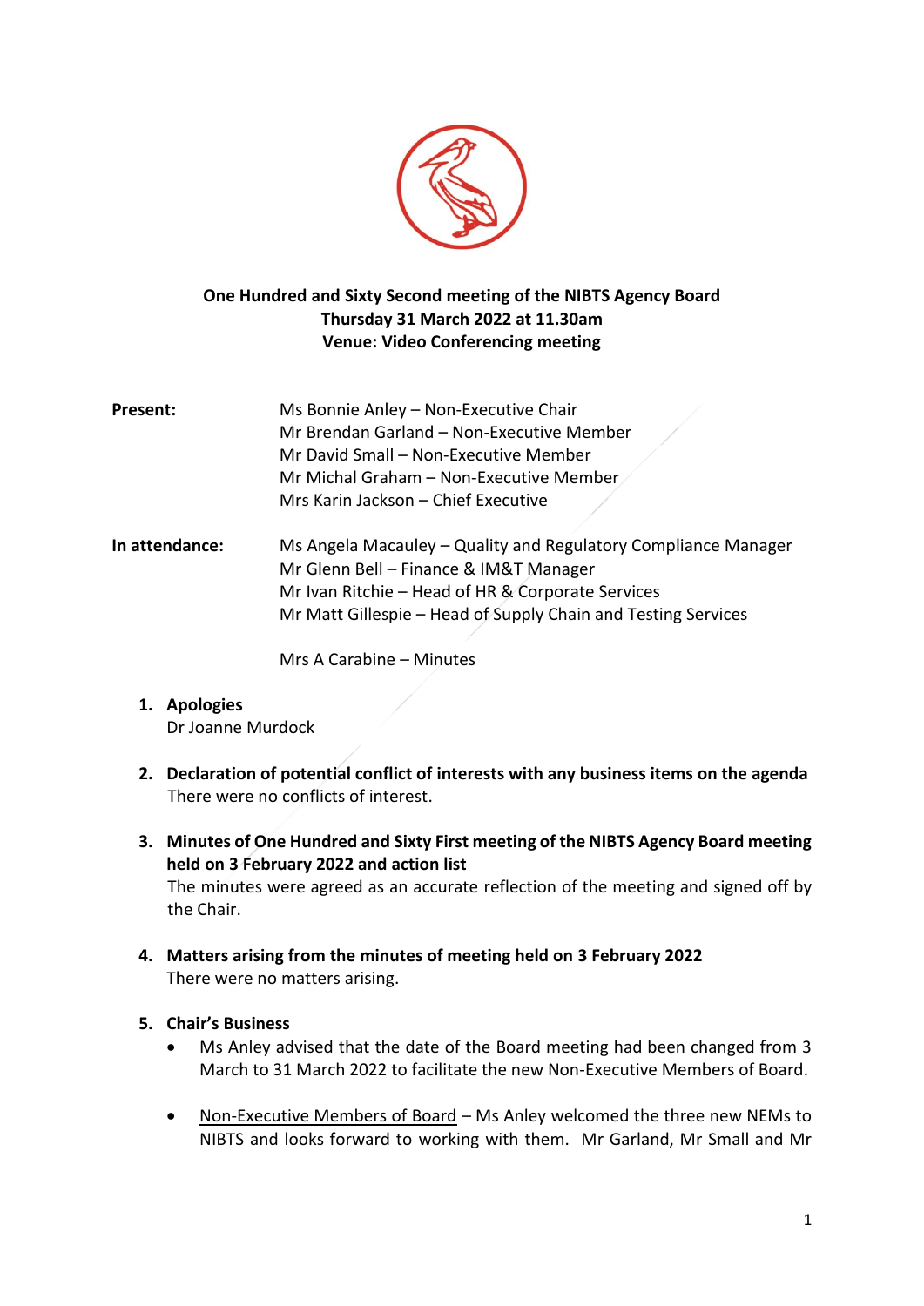**One Hundred and Sixty Second meeting of the NIBTS Agency Board**
**Thursday 31 March 2022 at 11.30am**
**Venue: Video Conferencing meeting**

| | |
|---|---|
| **Present:** | Ms Bonnie Anley – Non-Executive Chair<br>Mr Brendan Garland – Non-Executive Member<br>Mr David Small – Non-Executive Member<br>Mr Michal Graham – Non-Executive Member<br>Mrs Karin Jackson – Chief Executive |
| **In attendance:** | Ms Angela Macauley – Quality and Regulatory Compliance Manager<br>Mr Glenn Bell – Finance & IM&T Manager<br>Mr Ivan Ritchie – Head of HR & Corporate Services<br>Mr Matt Gillespie – Head of Supply Chain and Testing Services<br><br>Mrs A Carabine – Minutes |

1. **Apologies**
   Dr Joanne Murdock

2. **Declaration of potential conflict of interests with any business items on the agenda**
   There were no conflicts of interest.

3. **Minutes of One Hundred and Sixty First meeting of the NIBTS Agency Board meeting held on 3 February 2022 and action list**
   The minutes were agreed as an accurate reflection of the meeting and signed off by the Chair.

4. **Matters arising from the minutes of meeting held on 3 February 2022**
   There were no matters arising.

5. **Chair's Business**
   - Ms Anley advised that the date of the Board meeting had been changed from 3 March to 31 March 2022 to facilitate the new Non-Executive Members of Board.
   - Non-Executive Members of Board – Ms Anley welcomed the three new NEMs to NIBTS and looks forward to working with them. Mr Garland, Mr Small and Mr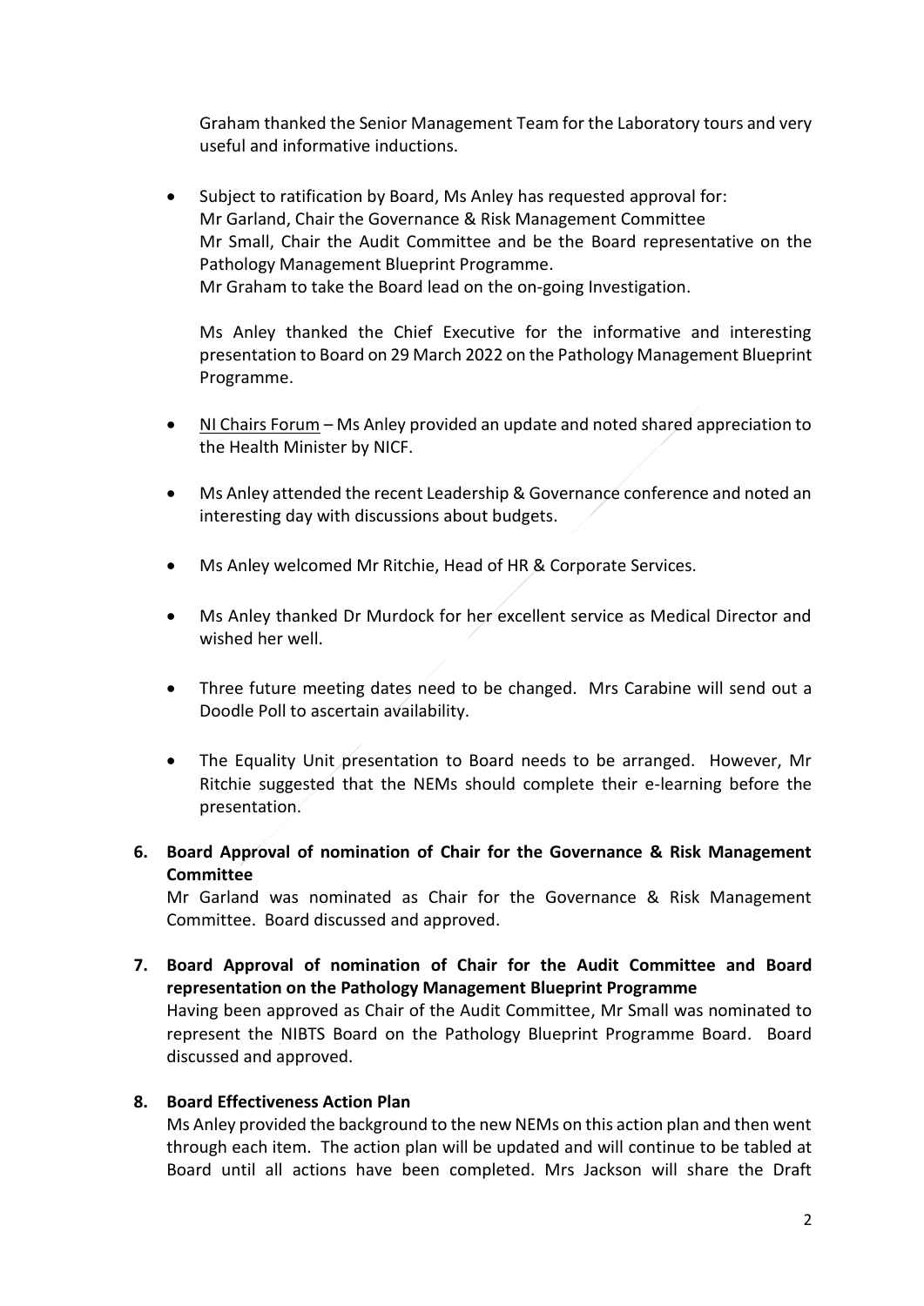Graham thanked the Senior Management Team for the Laboratory tours and very useful and informative inductions.

- Subject to ratification by Board, Ms Anley has requested approval for:
  Mr Garland, Chair the Governance & Risk Management Committee
  Mr Small, Chair the Audit Committee and be the Board representative on the Pathology Management Blueprint Programme.
  Mr Graham to take the Board lead on the on-going Investigation.

  Ms Anley thanked the Chief Executive for the informative and interesting presentation to Board on 29 March 2022 on the Pathology Management Blueprint Programme.

- NI Chairs Forum – Ms Anley provided an update and noted shared appreciation to the Health Minister by NICF.

- Ms Anley attended the recent Leadership & Governance conference and noted an interesting day with discussions about budgets.

- Ms Anley welcomed Mr Ritchie, Head of HR & Corporate Services.

- Ms Anley thanked Dr Murdock for her excellent service as Medical Director and wished her well.

- Three future meeting dates need to be changed. Mrs Carabine will send out a Doodle Poll to ascertain availability.

- The Equality Unit presentation to Board needs to be arranged. However, Mr Ritchie suggested that the NEMs should complete their e-learning before the presentation.

**6. Board Approval of nomination of Chair for the Governance & Risk Management Committee**

Mr Garland was nominated as Chair for the Governance & Risk Management Committee. Board discussed and approved.

**7. Board Approval of nomination of Chair for the Audit Committee and Board representation on the Pathology Management Blueprint Programme**

Having been approved as Chair of the Audit Committee, Mr Small was nominated to represent the NIBTS Board on the Pathology Blueprint Programme Board. Board discussed and approved.

**8. Board Effectiveness Action Plan**

Ms Anley provided the background to the new NEMs on this action plan and then went through each item. The action plan will be updated and will continue to be tabled at Board until all actions have been completed. Mrs Jackson will share the Draft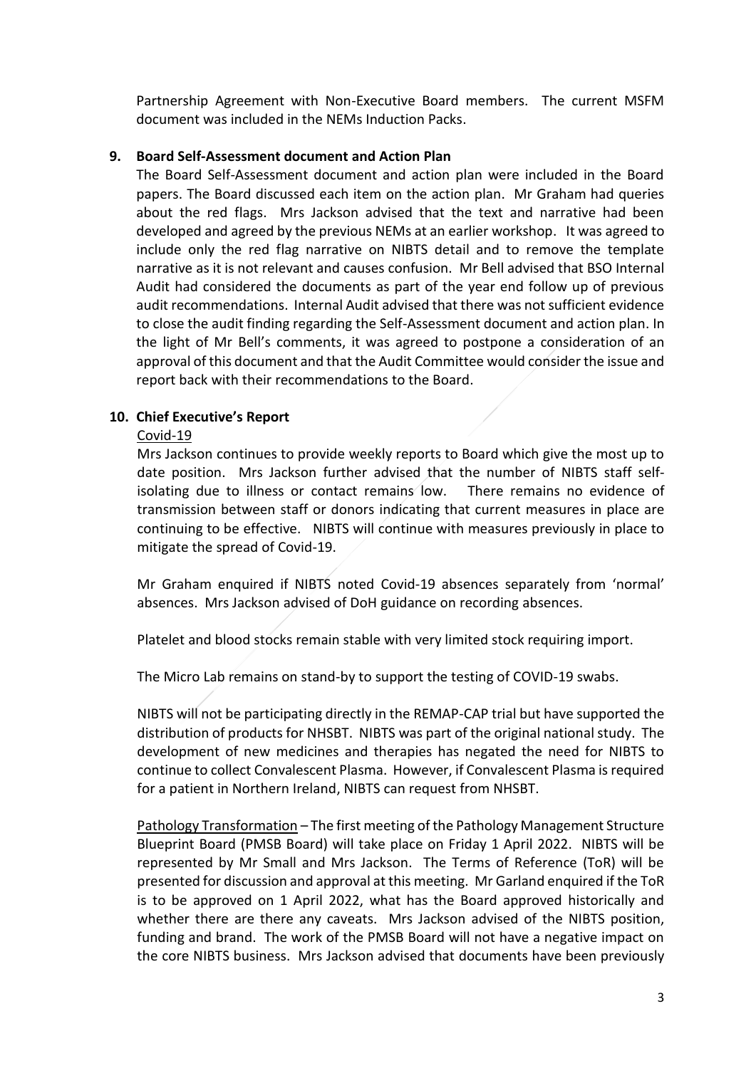Partnership Agreement with Non-Executive Board members. The current MSFM document was included in the NEMs Induction Packs.

**9. Board Self-Assessment document and Action Plan**

The Board Self-Assessment document and action plan were included in the Board papers. The Board discussed each item on the action plan. Mr Graham had queries about the red flags. Mrs Jackson advised that the text and narrative had been developed and agreed by the previous NEMs at an earlier workshop. It was agreed to include only the red flag narrative on NIBTS detail and to remove the template narrative as it is not relevant and causes confusion. Mr Bell advised that BSO Internal Audit had considered the documents as part of the year end follow up of previous audit recommendations. Internal Audit advised that there was not sufficient evidence to close the audit finding regarding the Self-Assessment document and action plan. In the light of Mr Bell's comments, it was agreed to postpone a consideration of an approval of this document and that the Audit Committee would consider the issue and report back with their recommendations to the Board.

**10. Chief Executive's Report**

Covid-19

Mrs Jackson continues to provide weekly reports to Board which give the most up to date position. Mrs Jackson further advised that the number of NIBTS staff self-isolating due to illness or contact remains low. There remains no evidence of transmission between staff or donors indicating that current measures in place are continuing to be effective. NIBTS will continue with measures previously in place to mitigate the spread of Covid-19.

Mr Graham enquired if NIBTS noted Covid-19 absences separately from 'normal' absences. Mrs Jackson advised of DoH guidance on recording absences.

Platelet and blood stocks remain stable with very limited stock requiring import.

The Micro Lab remains on stand-by to support the testing of COVID-19 swabs.

NIBTS will not be participating directly in the REMAP-CAP trial but have supported the distribution of products for NHSBT. NIBTS was part of the original national study. The development of new medicines and therapies has negated the need for NIBTS to continue to collect Convalescent Plasma. However, if Convalescent Plasma is required for a patient in Northern Ireland, NIBTS can request from NHSBT.

Pathology Transformation – The first meeting of the Pathology Management Structure Blueprint Board (PMSB Board) will take place on Friday 1 April 2022. NIBTS will be represented by Mr Small and Mrs Jackson. The Terms of Reference (ToR) will be presented for discussion and approval at this meeting. Mr Garland enquired if the ToR is to be approved on 1 April 2022, what has the Board approved historically and whether there are there any caveats. Mrs Jackson advised of the NIBTS position, funding and brand. The work of the PMSB Board will not have a negative impact on the core NIBTS business. Mrs Jackson advised that documents have been previously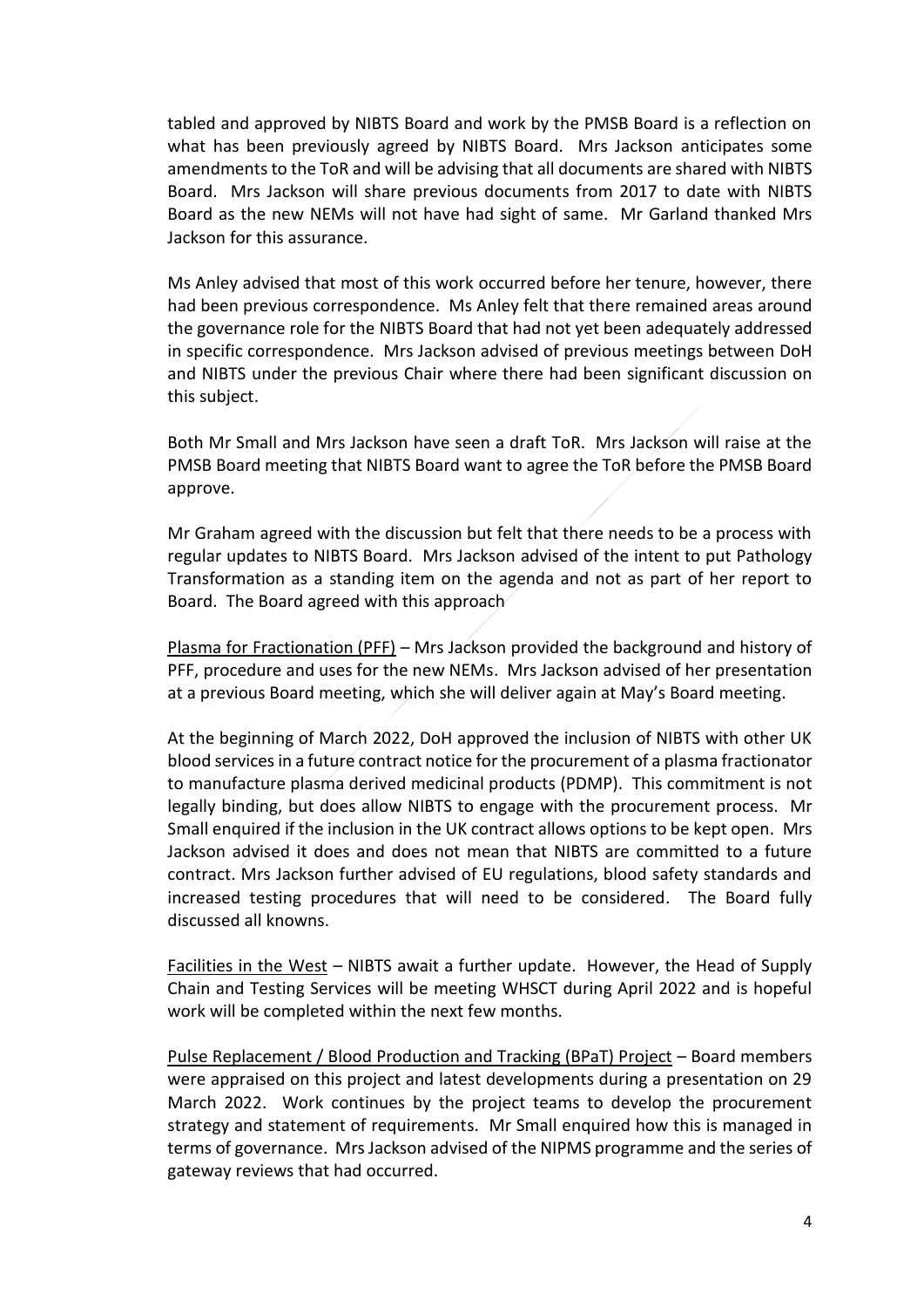tabled and approved by NIBTS Board and work by the PMSB Board is a reflection on what has been previously agreed by NIBTS Board. Mrs Jackson anticipates some amendments to the ToR and will be advising that all documents are shared with NIBTS Board. Mrs Jackson will share previous documents from 2017 to date with NIBTS Board as the new NEMs will not have had sight of same. Mr Garland thanked Mrs Jackson for this assurance.

Ms Anley advised that most of this work occurred before her tenure, however, there had been previous correspondence. Ms Anley felt that there remained areas around the governance role for the NIBTS Board that had not yet been adequately addressed in specific correspondence. Mrs Jackson advised of previous meetings between DoH and NIBTS under the previous Chair where there had been significant discussion on this subject.

Both Mr Small and Mrs Jackson have seen a draft ToR. Mrs Jackson will raise at the PMSB Board meeting that NIBTS Board want to agree the ToR before the PMSB Board approve.

Mr Graham agreed with the discussion but felt that there needs to be a process with regular updates to NIBTS Board. Mrs Jackson advised of the intent to put Pathology Transformation as a standing item on the agenda and not as part of her report to Board. The Board agreed with this approach

<u>Plasma for Fractionation (PFF)</u> – Mrs Jackson provided the background and history of PFF, procedure and uses for the new NEMs. Mrs Jackson advised of her presentation at a previous Board meeting, which she will deliver again at May's Board meeting.

At the beginning of March 2022, DoH approved the inclusion of NIBTS with other UK blood services in a future contract notice for the procurement of a plasma fractionator to manufacture plasma derived medicinal products (PDMP). This commitment is not legally binding, but does allow NIBTS to engage with the procurement process. Mr Small enquired if the inclusion in the UK contract allows options to be kept open. Mrs Jackson advised it does and does not mean that NIBTS are committed to a future contract. Mrs Jackson further advised of EU regulations, blood safety standards and increased testing procedures that will need to be considered. The Board fully discussed all knowns.

<u>Facilities in the West</u> – NIBTS await a further update. However, the Head of Supply Chain and Testing Services will be meeting WHSCT during April 2022 and is hopeful work will be completed within the next few months.

<u>Pulse Replacement / Blood Production and Tracking (BPaT) Project</u> – Board members were appraised on this project and latest developments during a presentation on 29 March 2022. Work continues by the project teams to develop the procurement strategy and statement of requirements. Mr Small enquired how this is managed in terms of governance. Mrs Jackson advised of the NIPMS programme and the series of gateway reviews that had occurred.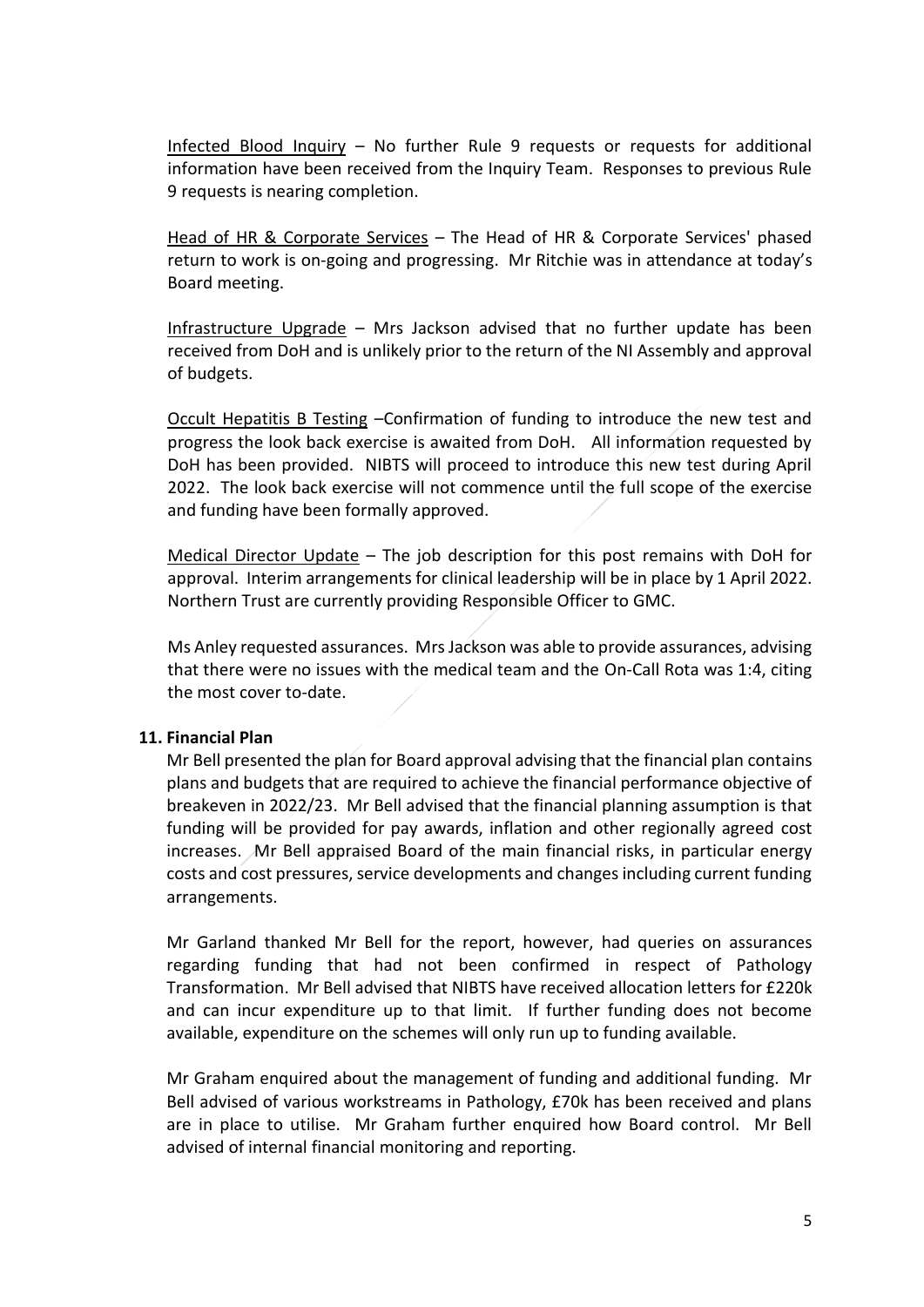Infected Blood Inquiry – No further Rule 9 requests or requests for additional information have been received from the Inquiry Team. Responses to previous Rule 9 requests is nearing completion.

Head of HR & Corporate Services – The Head of HR & Corporate Services' phased return to work is on-going and progressing. Mr Ritchie was in attendance at today's Board meeting.

Infrastructure Upgrade – Mrs Jackson advised that no further update has been received from DoH and is unlikely prior to the return of the NI Assembly and approval of budgets.

Occult Hepatitis B Testing –Confirmation of funding to introduce the new test and progress the look back exercise is awaited from DoH. All information requested by DoH has been provided. NIBTS will proceed to introduce this new test during April 2022. The look back exercise will not commence until the full scope of the exercise and funding have been formally approved.

Medical Director Update – The job description for this post remains with DoH for approval. Interim arrangements for clinical leadership will be in place by 1 April 2022. Northern Trust are currently providing Responsible Officer to GMC.

Ms Anley requested assurances. Mrs Jackson was able to provide assurances, advising that there were no issues with the medical team and the On-Call Rota was 1:4, citing the most cover to-date.

**11. Financial Plan**

Mr Bell presented the plan for Board approval advising that the financial plan contains plans and budgets that are required to achieve the financial performance objective of breakeven in 2022/23. Mr Bell advised that the financial planning assumption is that funding will be provided for pay awards, inflation and other regionally agreed cost increases. Mr Bell appraised Board of the main financial risks, in particular energy costs and cost pressures, service developments and changes including current funding arrangements.

Mr Garland thanked Mr Bell for the report, however, had queries on assurances regarding funding that had not been confirmed in respect of Pathology Transformation. Mr Bell advised that NIBTS have received allocation letters for £220k and can incur expenditure up to that limit. If further funding does not become available, expenditure on the schemes will only run up to funding available.

Mr Graham enquired about the management of funding and additional funding. Mr Bell advised of various workstreams in Pathology, £70k has been received and plans are in place to utilise. Mr Graham further enquired how Board control. Mr Bell advised of internal financial monitoring and reporting.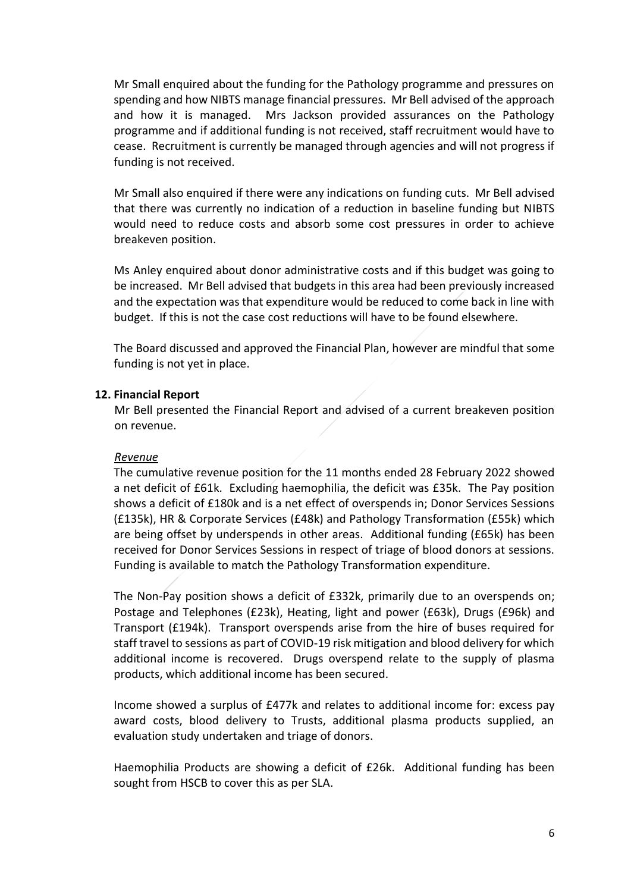Mr Small enquired about the funding for the Pathology programme and pressures on spending and how NIBTS manage financial pressures. Mr Bell advised of the approach and how it is managed. Mrs Jackson provided assurances on the Pathology programme and if additional funding is not received, staff recruitment would have to cease. Recruitment is currently be managed through agencies and will not progress if funding is not received.

Mr Small also enquired if there were any indications on funding cuts. Mr Bell advised that there was currently no indication of a reduction in baseline funding but NIBTS would need to reduce costs and absorb some cost pressures in order to achieve breakeven position.

Ms Anley enquired about donor administrative costs and if this budget was going to be increased. Mr Bell advised that budgets in this area had been previously increased and the expectation was that expenditure would be reduced to come back in line with budget. If this is not the case cost reductions will have to be found elsewhere.

The Board discussed and approved the Financial Plan, however are mindful that some funding is not yet in place.

**12. Financial Report**

Mr Bell presented the Financial Report and advised of a current breakeven position on revenue.

*Revenue*

The cumulative revenue position for the 11 months ended 28 February 2022 showed a net deficit of £61k. Excluding haemophilia, the deficit was £35k. The Pay position shows a deficit of £180k and is a net effect of overspends in; Donor Services Sessions (£135k), HR & Corporate Services (£48k) and Pathology Transformation (£55k) which are being offset by underspends in other areas. Additional funding (£65k) has been received for Donor Services Sessions in respect of triage of blood donors at sessions. Funding is available to match the Pathology Transformation expenditure.

The Non-Pay position shows a deficit of £332k, primarily due to an overspends on; Postage and Telephones (£23k), Heating, light and power (£63k), Drugs (£96k) and Transport (£194k). Transport overspends arise from the hire of buses required for staff travel to sessions as part of COVID-19 risk mitigation and blood delivery for which additional income is recovered. Drugs overspend relate to the supply of plasma products, which additional income has been secured.

Income showed a surplus of £477k and relates to additional income for: excess pay award costs, blood delivery to Trusts, additional plasma products supplied, an evaluation study undertaken and triage of donors.

Haemophilia Products are showing a deficit of £26k. Additional funding has been sought from HSCB to cover this as per SLA.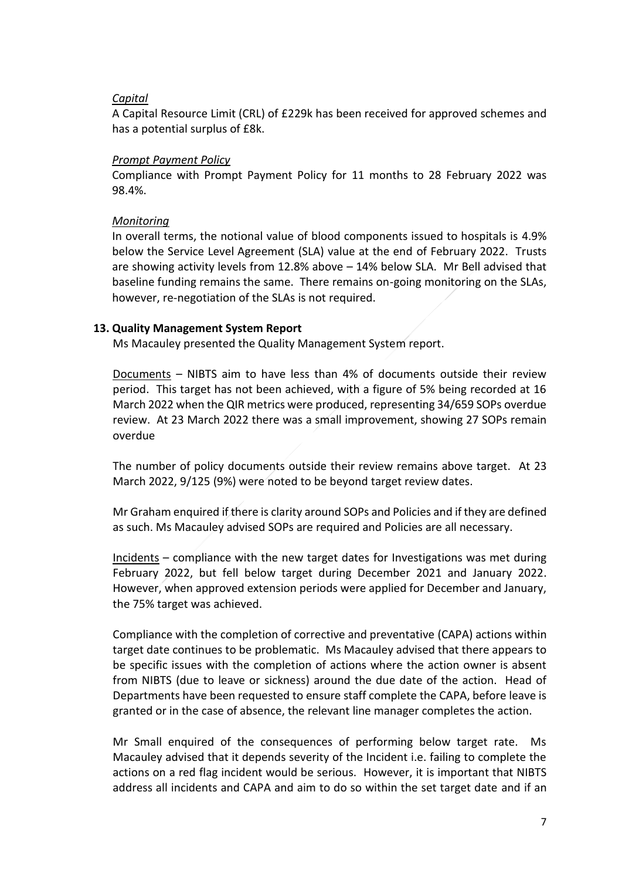*Capital*

A Capital Resource Limit (CRL) of £229k has been received for approved schemes and has a potential surplus of £8k.

*Prompt Payment Policy*

Compliance with Prompt Payment Policy for 11 months to 28 February 2022 was 98.4%.

*Monitoring*

In overall terms, the notional value of blood components issued to hospitals is 4.9% below the Service Level Agreement (SLA) value at the end of February 2022. Trusts are showing activity levels from 12.8% above – 14% below SLA. Mr Bell advised that baseline funding remains the same. There remains on-going monitoring on the SLAs, however, re-negotiation of the SLAs is not required.

**13. Quality Management System Report**

Ms Macauley presented the Quality Management System report.

Documents – NIBTS aim to have less than 4% of documents outside their review period. This target has not been achieved, with a figure of 5% being recorded at 16 March 2022 when the QIR metrics were produced, representing 34/659 SOPs overdue review. At 23 March 2022 there was a small improvement, showing 27 SOPs remain overdue

The number of policy documents outside their review remains above target. At 23 March 2022, 9/125 (9%) were noted to be beyond target review dates.

Mr Graham enquired if there is clarity around SOPs and Policies and if they are defined as such. Ms Macauley advised SOPs are required and Policies are all necessary.

Incidents – compliance with the new target dates for Investigations was met during February 2022, but fell below target during December 2021 and January 2022. However, when approved extension periods were applied for December and January, the 75% target was achieved.

Compliance with the completion of corrective and preventative (CAPA) actions within target date continues to be problematic. Ms Macauley advised that there appears to be specific issues with the completion of actions where the action owner is absent from NIBTS (due to leave or sickness) around the due date of the action. Head of Departments have been requested to ensure staff complete the CAPA, before leave is granted or in the case of absence, the relevant line manager completes the action.

Mr Small enquired of the consequences of performing below target rate. Ms Macauley advised that it depends severity of the Incident i.e. failing to complete the actions on a red flag incident would be serious. However, it is important that NIBTS address all incidents and CAPA and aim to do so within the set target date and if an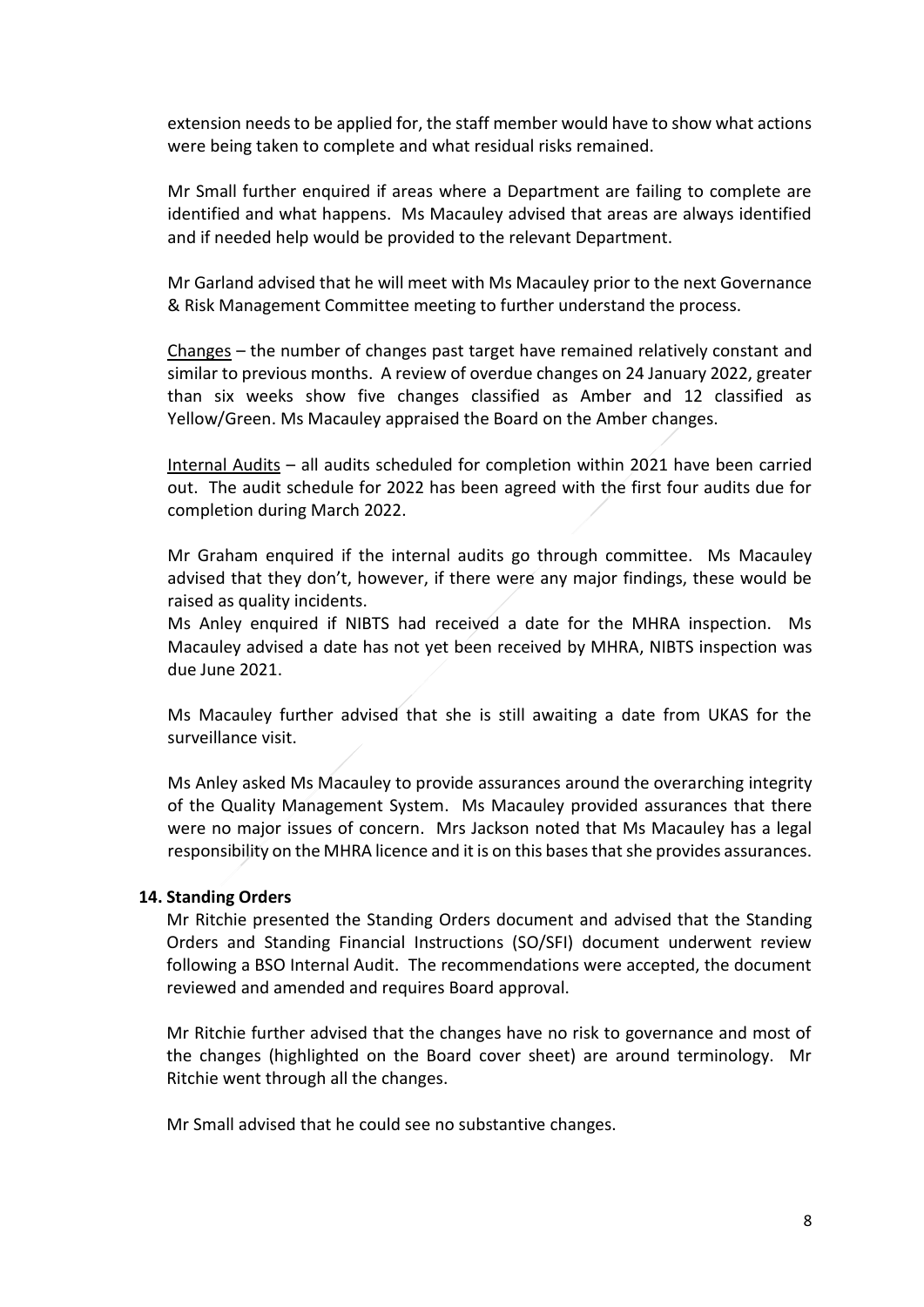extension needs to be applied for, the staff member would have to show what actions were being taken to complete and what residual risks remained.

Mr Small further enquired if areas where a Department are failing to complete are identified and what happens. Ms Macauley advised that areas are always identified and if needed help would be provided to the relevant Department.

Mr Garland advised that he will meet with Ms Macauley prior to the next Governance & Risk Management Committee meeting to further understand the process.

Changes – the number of changes past target have remained relatively constant and similar to previous months. A review of overdue changes on 24 January 2022, greater than six weeks show five changes classified as Amber and 12 classified as Yellow/Green. Ms Macauley appraised the Board on the Amber changes.

Internal Audits – all audits scheduled for completion within 2021 have been carried out. The audit schedule for 2022 has been agreed with the first four audits due for completion during March 2022.

Mr Graham enquired if the internal audits go through committee. Ms Macauley advised that they don't, however, if there were any major findings, these would be raised as quality incidents.

Ms Anley enquired if NIBTS had received a date for the MHRA inspection. Ms Macauley advised a date has not yet been received by MHRA, NIBTS inspection was due June 2021.

Ms Macauley further advised that she is still awaiting a date from UKAS for the surveillance visit.

Ms Anley asked Ms Macauley to provide assurances around the overarching integrity of the Quality Management System. Ms Macauley provided assurances that there were no major issues of concern. Mrs Jackson noted that Ms Macauley has a legal responsibility on the MHRA licence and it is on this bases that she provides assurances.

**14. Standing Orders**

Mr Ritchie presented the Standing Orders document and advised that the Standing Orders and Standing Financial Instructions (SO/SFI) document underwent review following a BSO Internal Audit. The recommendations were accepted, the document reviewed and amended and requires Board approval.

Mr Ritchie further advised that the changes have no risk to governance and most of the changes (highlighted on the Board cover sheet) are around terminology. Mr Ritchie went through all the changes.

Mr Small advised that he could see no substantive changes.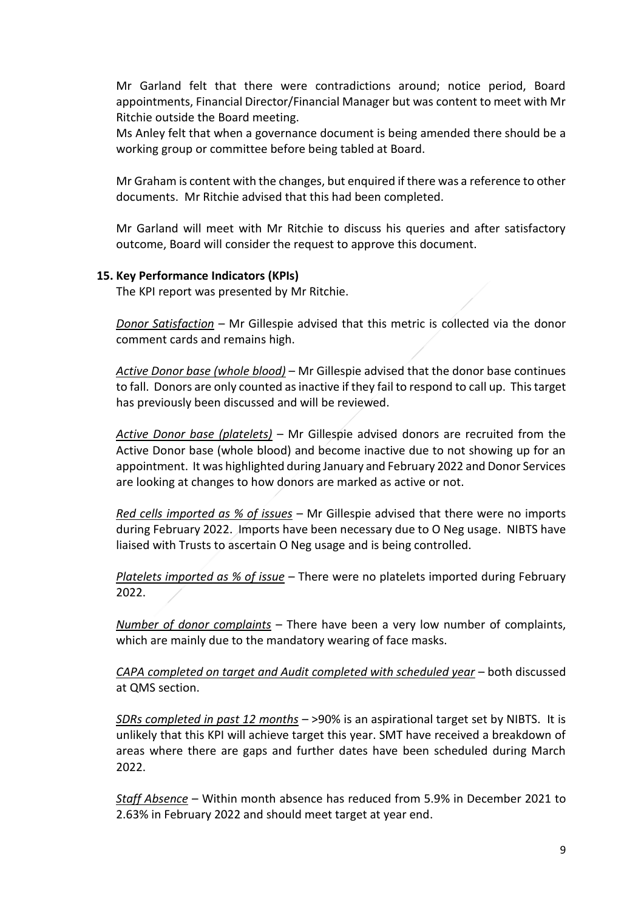Mr Garland felt that there were contradictions around; notice period, Board appointments, Financial Director/Financial Manager but was content to meet with Mr Ritchie outside the Board meeting.
Ms Anley felt that when a governance document is being amended there should be a working group or committee before being tabled at Board.

Mr Graham is content with the changes, but enquired if there was a reference to other documents. Mr Ritchie advised that this had been completed.

Mr Garland will meet with Mr Ritchie to discuss his queries and after satisfactory outcome, Board will consider the request to approve this document.

**15. Key Performance Indicators (KPIs)**

The KPI report was presented by Mr Ritchie.

*Donor Satisfaction* – Mr Gillespie advised that this metric is collected via the donor comment cards and remains high.

*Active Donor base (whole blood)* – Mr Gillespie advised that the donor base continues to fall. Donors are only counted as inactive if they fail to respond to call up. This target has previously been discussed and will be reviewed.

*Active Donor base (platelets)* – Mr Gillespie advised donors are recruited from the Active Donor base (whole blood) and become inactive due to not showing up for an appointment. It was highlighted during January and February 2022 and Donor Services are looking at changes to how donors are marked as active or not.

*Red cells imported as % of issues* – Mr Gillespie advised that there were no imports during February 2022. Imports have been necessary due to O Neg usage. NIBTS have liaised with Trusts to ascertain O Neg usage and is being controlled.

*Platelets imported as % of issue* – There were no platelets imported during February 2022.

*Number of donor complaints* – There have been a very low number of complaints, which are mainly due to the mandatory wearing of face masks.

*CAPA completed on target and Audit completed with scheduled year* – both discussed at QMS section.

*SDRs completed in past 12 months* – >90% is an aspirational target set by NIBTS. It is unlikely that this KPI will achieve target this year. SMT have received a breakdown of areas where there are gaps and further dates have been scheduled during March 2022.

*Staff Absence* – Within month absence has reduced from 5.9% in December 2021 to 2.63% in February 2022 and should meet target at year end.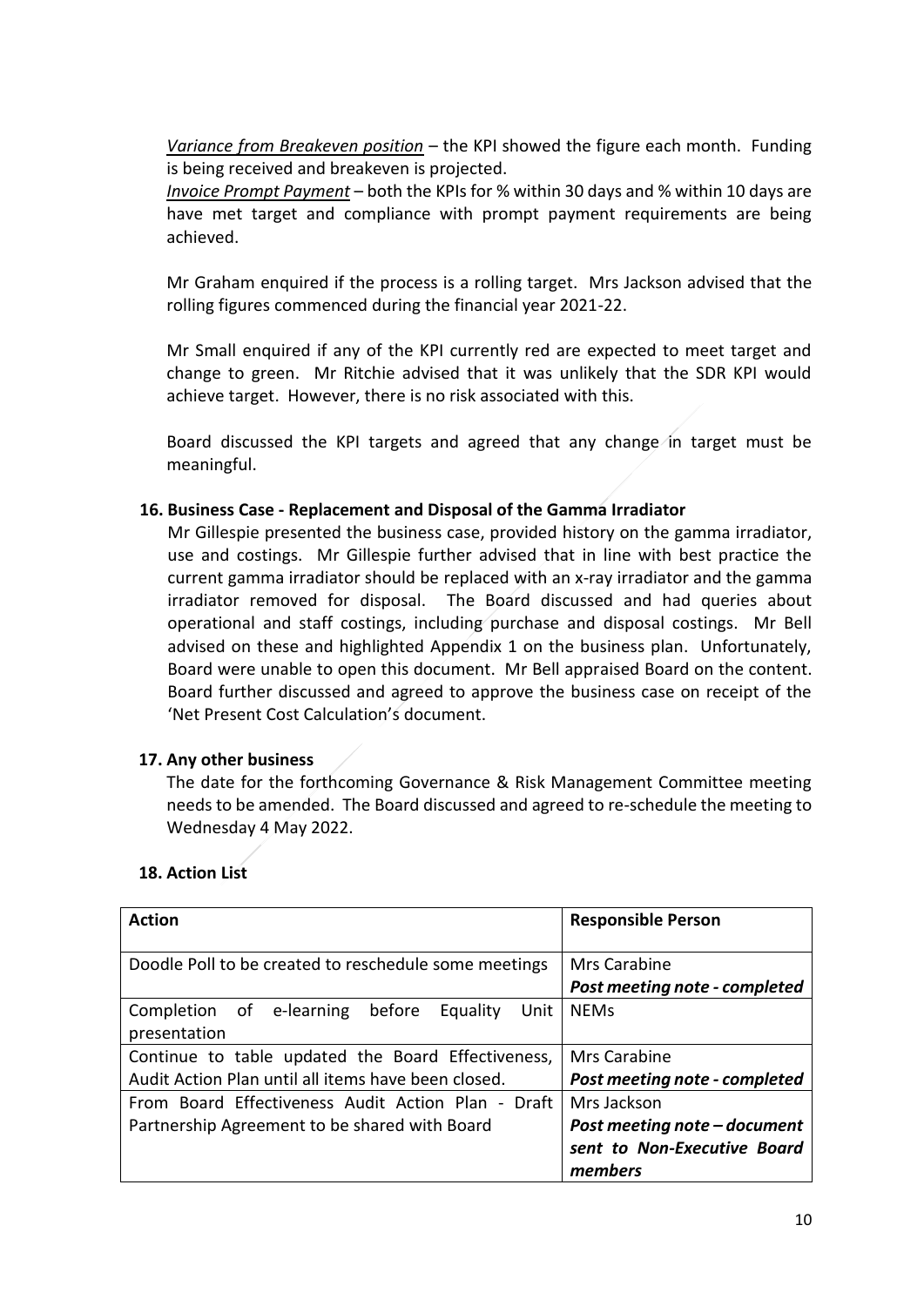*Variance from Breakeven position* – the KPI showed the figure each month. Funding is being received and breakeven is projected.

*Invoice Prompt Payment* – both the KPIs for % within 30 days and % within 10 days are have met target and compliance with prompt payment requirements are being achieved.

Mr Graham enquired if the process is a rolling target. Mrs Jackson advised that the rolling figures commenced during the financial year 2021-22.

Mr Small enquired if any of the KPI currently red are expected to meet target and change to green. Mr Ritchie advised that it was unlikely that the SDR KPI would achieve target. However, there is no risk associated with this.

Board discussed the KPI targets and agreed that any change in target must be meaningful.

### 16. Business Case - Replacement and Disposal of the Gamma Irradiator

Mr Gillespie presented the business case, provided history on the gamma irradiator, use and costings. Mr Gillespie further advised that in line with best practice the current gamma irradiator should be replaced with an x-ray irradiator and the gamma irradiator removed for disposal. The Board discussed and had queries about operational and staff costings, including purchase and disposal costings. Mr Bell advised on these and highlighted Appendix 1 on the business plan. Unfortunately, Board were unable to open this document. Mr Bell appraised Board on the content. Board further discussed and agreed to approve the business case on receipt of the 'Net Present Cost Calculation's document.

### 17. Any other business

The date for the forthcoming Governance & Risk Management Committee meeting needs to be amended. The Board discussed and agreed to re-schedule the meeting to Wednesday 4 May 2022.

### 18. Action List

| Action | Responsible Person |
|---|---|
| Doodle Poll to be created to reschedule some meetings | Mrs Carabine<br>***Post meeting note - completed*** |
| Completion of e-learning before Equality Unit presentation | NEMs |
| Continue to table updated the Board Effectiveness, Audit Action Plan until all items have been closed. | Mrs Carabine<br>***Post meeting note - completed*** |
| From Board Effectiveness Audit Action Plan - Draft Partnership Agreement to be shared with Board | Mrs Jackson<br>***Post meeting note – document sent to Non-Executive Board members*** |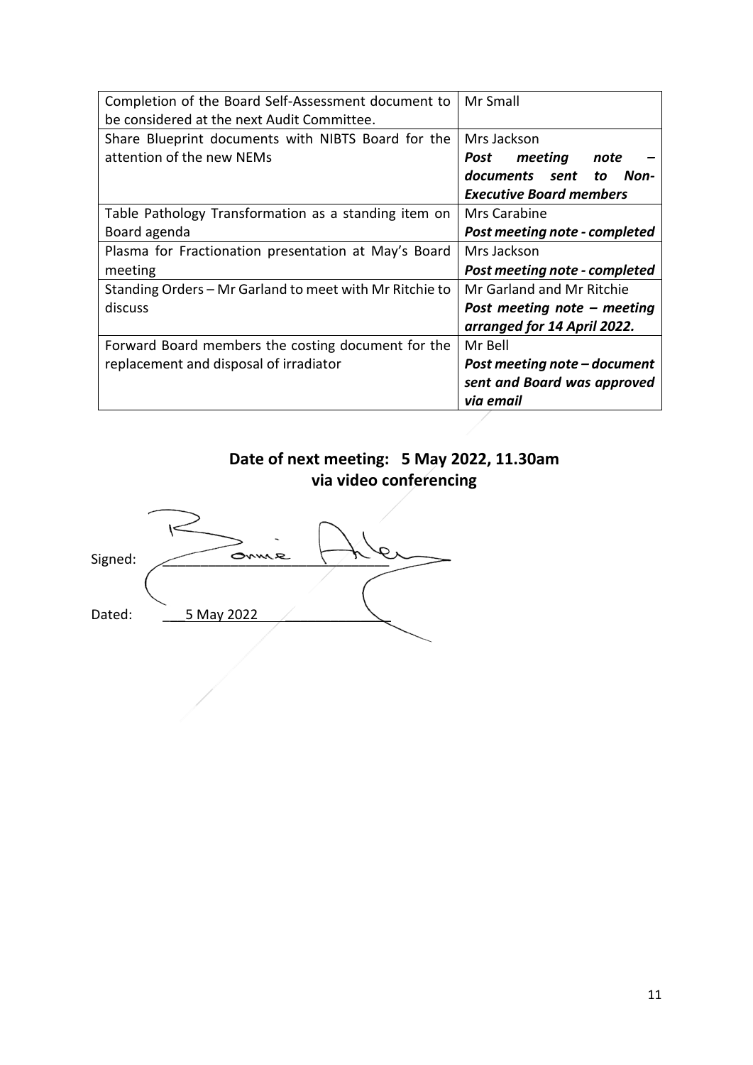| | |
|---|---|
| Completion of the Board Self-Assessment document to be considered at the next Audit Committee. | Mr Small |
| Share Blueprint documents with NIBTS Board for the attention of the new NEMs | Mrs Jackson<br>***Post meeting note – documents sent to Non-Executive Board members*** |
| Table Pathology Transformation as a standing item on Board agenda | Mrs Carabine<br>***Post meeting note - completed*** |
| Plasma for Fractionation presentation at May's Board meeting | Mrs Jackson<br>***Post meeting note - completed*** |
| Standing Orders – Mr Garland to meet with Mr Ritchie to discuss | Mr Garland and Mr Ritchie<br>***Post meeting note – meeting arranged for 14 April 2022.*** |
| Forward Board members the costing document for the replacement and disposal of irradiator | Mr Bell<br>***Post meeting note – document sent and Board was approved via email*** |

**Date of next meeting: 5 May 2022, 11.30am via video conferencing**

Signed: ____________________

Dated: 5 May 2022